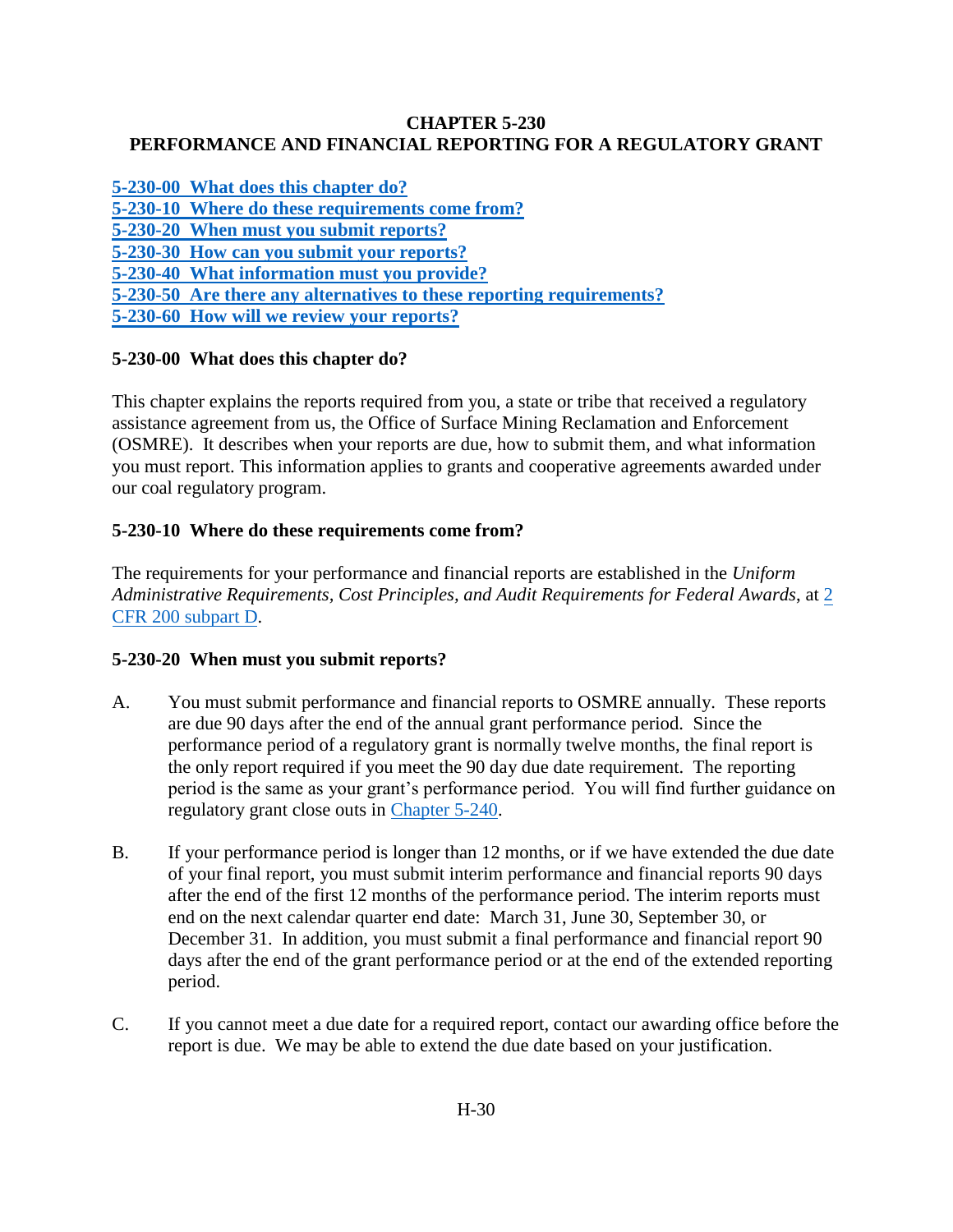# CHAPTER 5-230
# PERFORMANCE AND FINANCIAL REPORTING FOR A REGULATORY GRANT

[5-230-00 What does this chapter do?](#)
[5-230-10 Where do these requirements come from?](#)
[5-230-20 When must you submit reports?](#)
[5-230-30 How can you submit your reports?](#)
[5-230-40 What information must you provide?](#)
[5-230-50 Are there any alternatives to these reporting requirements?](#)
[5-230-60 How will we review your reports?](#)

### 5-230-00 What does this chapter do?

This chapter explains the reports required from you, a state or tribe that received a regulatory assistance agreement from us, the Office of Surface Mining Reclamation and Enforcement (OSMRE). It describes when your reports are due, how to submit them, and what information you must report. This information applies to grants and cooperative agreements awarded under our coal regulatory program.

### 5-230-10 Where do these requirements come from?

The requirements for your performance and financial reports are established in the *Uniform Administrative Requirements, Cost Principles, and Audit Requirements for Federal Awards*, at 2 CFR 200 subpart D.

### 5-230-20 When must you submit reports?

A. You must submit performance and financial reports to OSMRE annually. These reports are due 90 days after the end of the annual grant performance period. Since the performance period of a regulatory grant is normally twelve months, the final report is the only report required if you meet the 90 day due date requirement. The reporting period is the same as your grant's performance period. You will find further guidance on regulatory grant close outs in Chapter 5-240.

B. If your performance period is longer than 12 months, or if we have extended the due date of your final report, you must submit interim performance and financial reports 90 days after the end of the first 12 months of the performance period. The interim reports must end on the next calendar quarter end date: March 31, June 30, September 30, or December 31. In addition, you must submit a final performance and financial report 90 days after the end of the grant performance period or at the end of the extended reporting period.

C. If you cannot meet a due date for a required report, contact our awarding office before the report is due. We may be able to extend the due date based on your justification.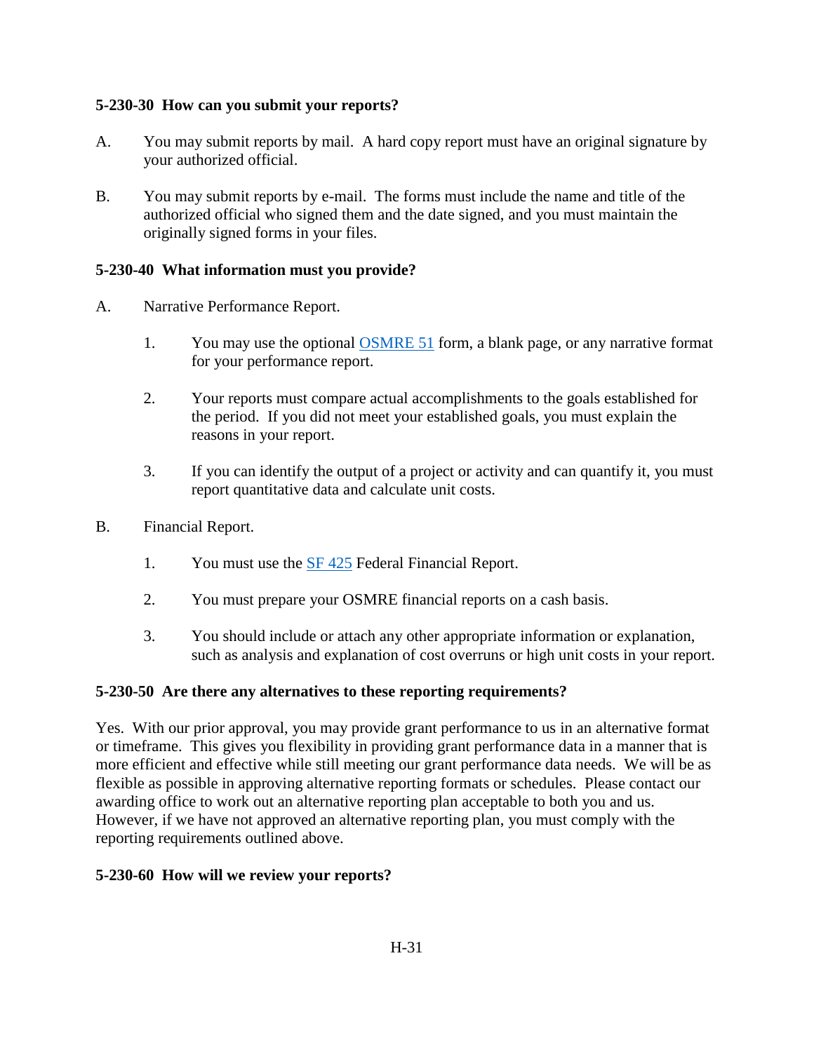**5-230-30  How can you submit your reports?**

A. You may submit reports by mail.  A hard copy report must have an original signature by your authorized official.

B. You may submit reports by e-mail.  The forms must include the name and title of the authorized official who signed them and the date signed, and you must maintain the originally signed forms in your files.

**5-230-40  What information must you provide?**

A. Narrative Performance Report.

   1. You may use the optional OSMRE 51 form, a blank page, or any narrative format for your performance report.

   2. Your reports must compare actual accomplishments to the goals established for the period.  If you did not meet your established goals, you must explain the reasons in your report.

   3. If you can identify the output of a project or activity and can quantify it, you must report quantitative data and calculate unit costs.

B. Financial Report.

   1. You must use the SF 425 Federal Financial Report.

   2. You must prepare your OSMRE financial reports on a cash basis.

   3. You should include or attach any other appropriate information or explanation, such as analysis and explanation of cost overruns or high unit costs in your report.

**5-230-50  Are there any alternatives to these reporting requirements?**

Yes.  With our prior approval, you may provide grant performance to us in an alternative format or timeframe.  This gives you flexibility in providing grant performance data in a manner that is more efficient and effective while still meeting our grant performance data needs.  We will be as flexible as possible in approving alternative reporting formats or schedules.  Please contact our awarding office to work out an alternative reporting plan acceptable to both you and us. However, if we have not approved an alternative reporting plan, you must comply with the reporting requirements outlined above.

**5-230-60  How will we review your reports?**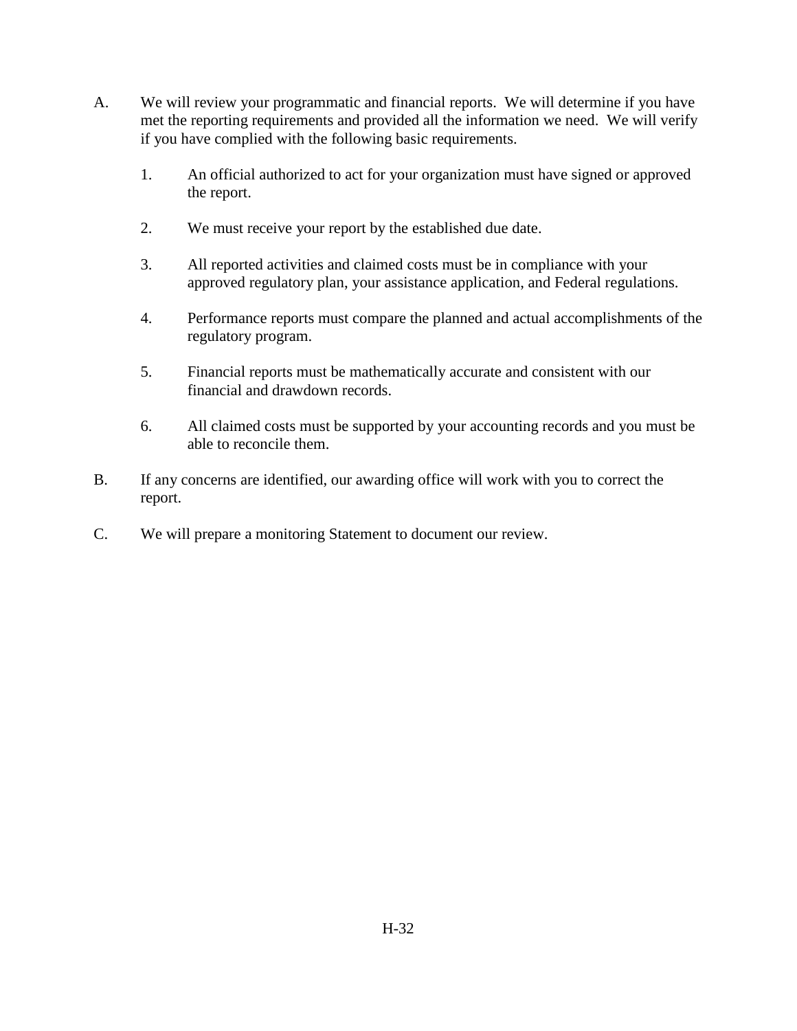A. We will review your programmatic and financial reports. We will determine if you have met the reporting requirements and provided all the information we need. We will verify if you have complied with the following basic requirements.

   1. An official authorized to act for your organization must have signed or approved the report.

   2. We must receive your report by the established due date.

   3. All reported activities and claimed costs must be in compliance with your approved regulatory plan, your assistance application, and Federal regulations.

   4. Performance reports must compare the planned and actual accomplishments of the regulatory program.

   5. Financial reports must be mathematically accurate and consistent with our financial and drawdown records.

   6. All claimed costs must be supported by your accounting records and you must be able to reconcile them.

B. If any concerns are identified, our awarding office will work with you to correct the report.

C. We will prepare a monitoring Statement to document our review.